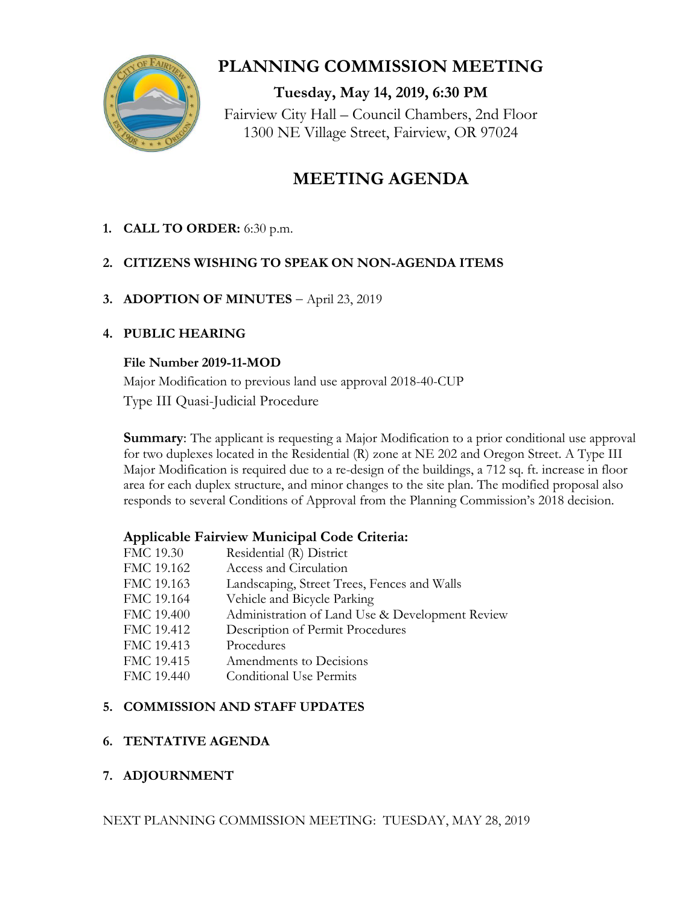# PLANNING COMMISSION MEETING

**Tuesday, May 14, 2019, 6:30 PM**

Fairview City Hall – Council Chambers, 2nd Floor
1300 NE Village Street, Fairview, OR 97024

## MEETING AGENDA

1. **CALL TO ORDER:** 6:30 p.m.

2. **CITIZENS WISHING TO SPEAK ON NON-AGENDA ITEMS**

3. **ADOPTION OF MINUTES** – April 23, 2019

4. **PUBLIC HEARING**

   **File Number 2019-11-MOD**

   Major Modification to previous land use approval 2018-40-CUP

   Type III Quasi-Judicial Procedure

   **Summary**: The applicant is requesting a Major Modification to a prior conditional use approval for two duplexes located in the Residential (R) zone at NE 202 and Oregon Street. A Type III Major Modification is required due to a re-design of the buildings, a 712 sq. ft. increase in floor area for each duplex structure, and minor changes to the site plan. The modified proposal also responds to several Conditions of Approval from the Planning Commission's 2018 decision.

   **Applicable Fairview Municipal Code Criteria:**

   | | |
   |---|---|
   | FMC 19.30 | Residential (R) District |
   | FMC 19.162 | Access and Circulation |
   | FMC 19.163 | Landscaping, Street Trees, Fences and Walls |
   | FMC 19.164 | Vehicle and Bicycle Parking |
   | FMC 19.400 | Administration of Land Use & Development Review |
   | FMC 19.412 | Description of Permit Procedures |
   | FMC 19.413 | Procedures |
   | FMC 19.415 | Amendments to Decisions |
   | FMC 19.440 | Conditional Use Permits |

5. **COMMISSION AND STAFF UPDATES**

6. **TENTATIVE AGENDA**

7. **ADJOURNMENT**

NEXT PLANNING COMMISSION MEETING: TUESDAY, MAY 28, 2019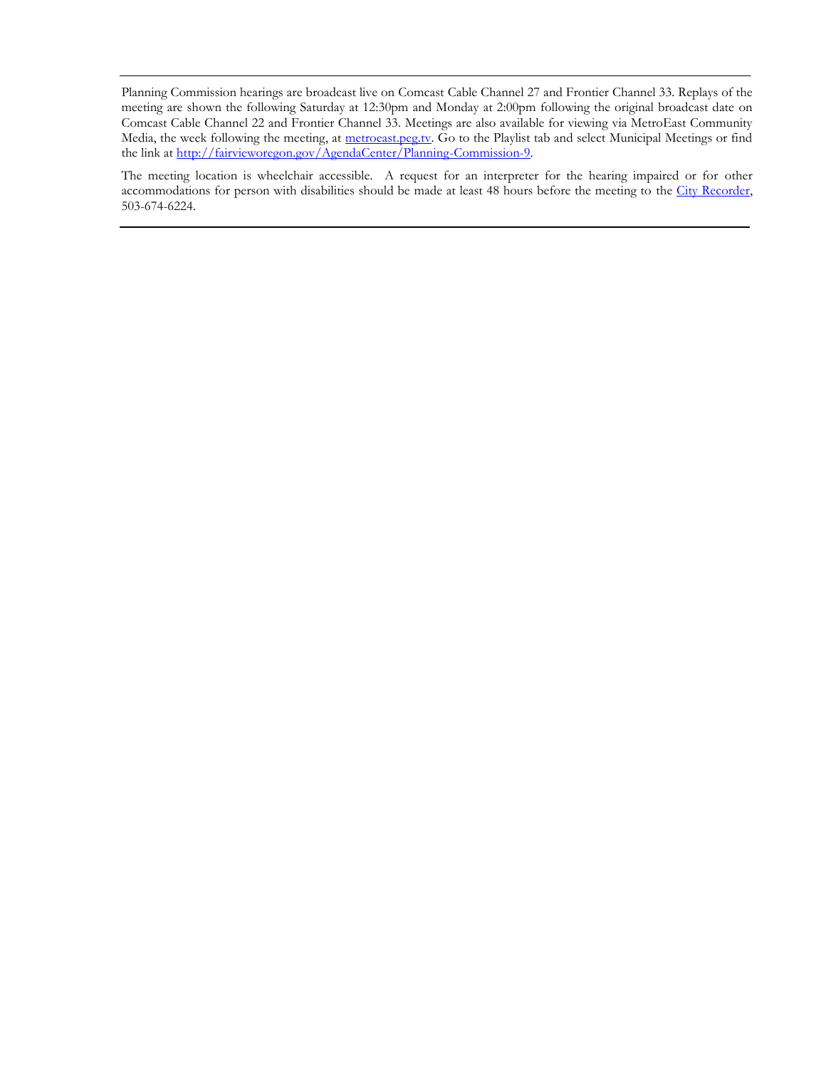---

Planning Commission hearings are broadcast live on Comcast Cable Channel 27 and Frontier Channel 33. Replays of the meeting are shown the following Saturday at 12:30pm and Monday at 2:00pm following the original broadcast date on Comcast Cable Channel 22 and Frontier Channel 33. Meetings are also available for viewing via MetroEast Community Media, the week following the meeting, at [metroeast.peg.tv](metroeast.peg.tv). Go to the Playlist tab and select Municipal Meetings or find the link at [http://fairvieworegon.gov/AgendaCenter/Planning-Commission-9](http://fairvieworegon.gov/AgendaCenter/Planning-Commission-9).

The meeting location is wheelchair accessible. A request for an interpreter for the hearing impaired or for other accommodations for person with disabilities should be made at least 48 hours before the meeting to the City Recorder, 503-674-6224.

---